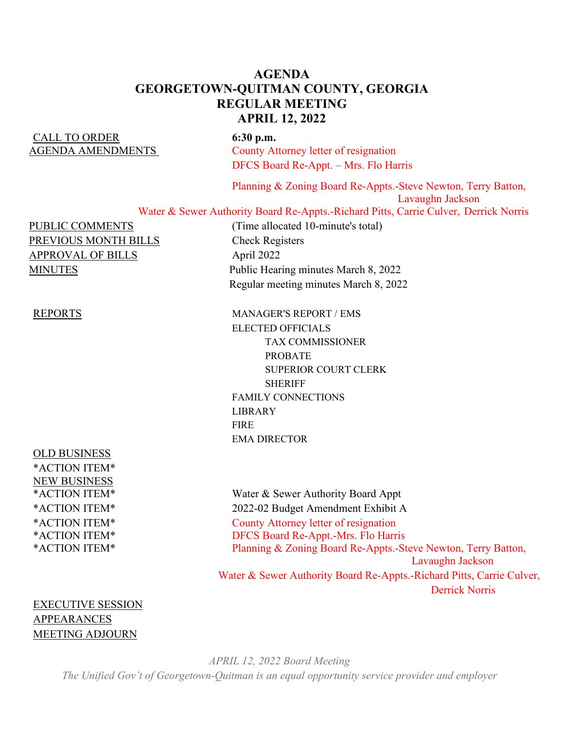# AGENDA
# GEORGETOWN-QUITMAN COUNTY, GEORGIA
# REGULAR MEETING
# APRIL 12, 2022

| | |
|---|---|
| CALL TO ORDER | **6:30 p.m.** |
| AGENDA AMENDMENTS | County Attorney letter of resignation |
| | DFCS Board Re-Appt. – Mrs. Flo Harris |
| | Planning & Zoning Board Re-Appts.-Steve Newton, Terry Batton, Lavaughn Jackson |
| | Water & Sewer Authority Board Re-Appts.-Richard Pitts, Carrie Culver, Derrick Norris |
| PUBLIC COMMENTS | (Time allocated 10-minute's total) |
| PREVIOUS MONTH BILLS | Check Registers |
| APPROVAL OF BILLS | April 2022 |
| MINUTES | Public Hearing minutes March 8, 2022 |
| | Regular meeting minutes March 8, 2022 |
| REPORTS | MANAGER'S REPORT / EMS |
| | ELECTED OFFICIALS |
| | TAX COMMISSIONER |
| | PROBATE |
| | SUPERIOR COURT CLERK |
| | SHERIFF |
| | FAMILY CONNECTIONS |
| | LIBRARY |
| | FIRE |
| | EMA DIRECTOR |
| OLD BUSINESS | |
| *ACTION ITEM* | |
| NEW BUSINESS | |
| *ACTION ITEM* | Water & Sewer Authority Board Appt |
| *ACTION ITEM* | 2022-02 Budget Amendment Exhibit A |
| *ACTION ITEM* | County Attorney letter of resignation |
| *ACTION ITEM* | DFCS Board Re-Appt.-Mrs. Flo Harris |
| *ACTION ITEM* | Planning & Zoning Board Re-Appts.-Steve Newton, Terry Batton, Lavaughn Jackson |
| | Water & Sewer Authority Board Re-Appts.-Richard Pitts, Carrie Culver, Derrick Norris |
| EXECUTIVE SESSION | |
| APPEARANCES | |
| MEETING ADJOURN | |

*APRIL 12, 2022 Board Meeting*

*The Unified Gov't of Georgetown-Quitman is an equal opportunity service provider and employer*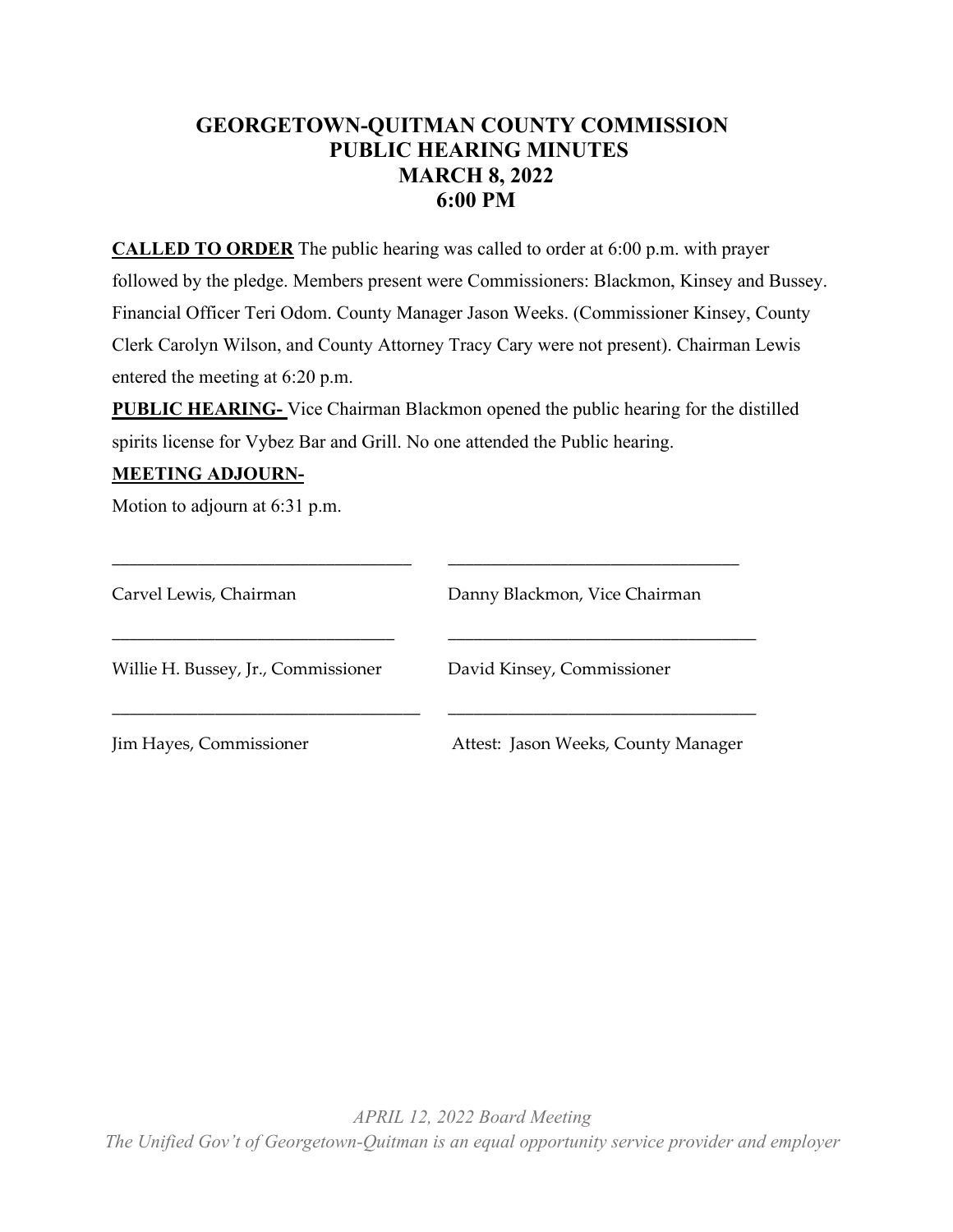# GEORGETOWN-QUITMAN COUNTY COMMISSION
## PUBLIC HEARING MINUTES
## MARCH 8, 2022
## 6:00 PM

**CALLED TO ORDER** The public hearing was called to order at 6:00 p.m. with prayer followed by the pledge. Members present were Commissioners: Blackmon, Kinsey and Bussey. Financial Officer Teri Odom. County Manager Jason Weeks. (Commissioner Kinsey, County Clerk Carolyn Wilson, and County Attorney Tracy Cary were not present). Chairman Lewis entered the meeting at 6:20 p.m.

**PUBLIC HEARING-** Vice Chairman Blackmon opened the public hearing for the distilled spirits license for Vybez Bar and Grill. No one attended the Public hearing.

**MEETING ADJOURN-**

Motion to adjourn at 6:31 p.m.

| | |
|---|---|
| ______________________________ | ______________________________ |
| Carvel Lewis, Chairman | Danny Blackmon, Vice Chairman |
| ______________________________ | ______________________________ |
| Willie H. Bussey, Jr., Commissioner | David Kinsey, Commissioner |
| ______________________________ | ______________________________ |
| Jim Hayes, Commissioner | Attest: Jason Weeks, County Manager |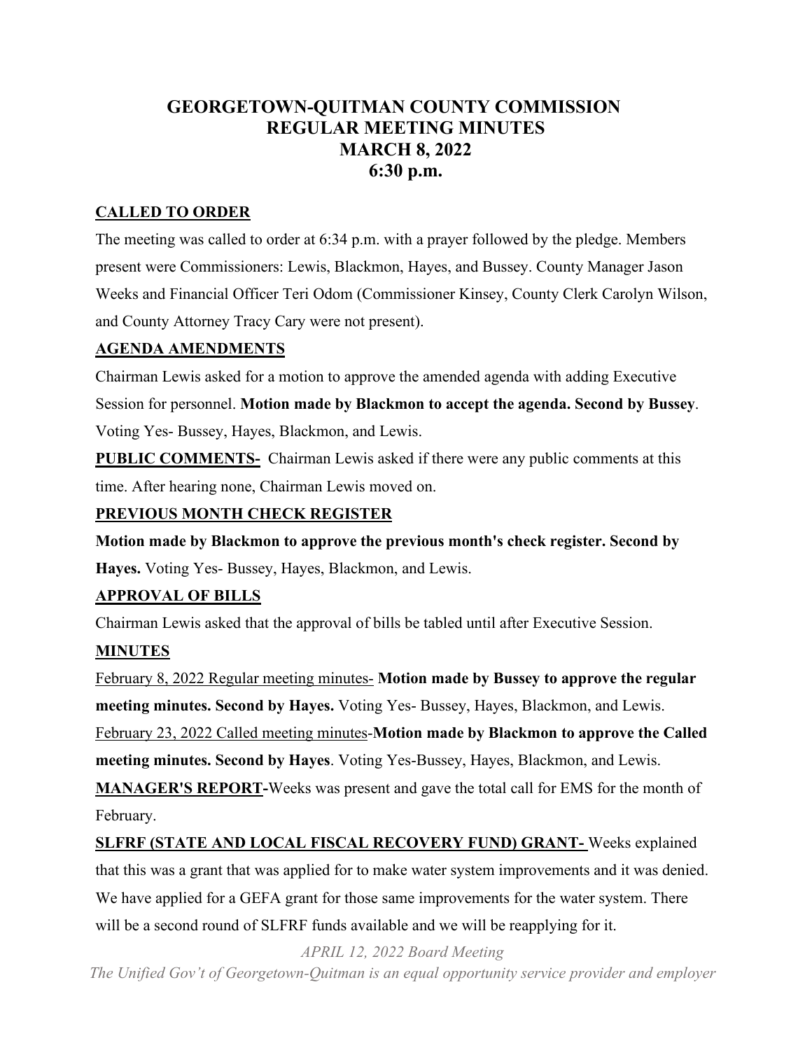# GEORGETOWN-QUITMAN COUNTY COMMISSION
# REGULAR MEETING MINUTES
# MARCH 8, 2022
# 6:30 p.m.

**CALLED TO ORDER**

The meeting was called to order at 6:34 p.m. with a prayer followed by the pledge. Members present were Commissioners: Lewis, Blackmon, Hayes, and Bussey. County Manager Jason Weeks and Financial Officer Teri Odom (Commissioner Kinsey, County Clerk Carolyn Wilson, and County Attorney Tracy Cary were not present).

**AGENDA AMENDMENTS**

Chairman Lewis asked for a motion to approve the amended agenda with adding Executive Session for personnel. **Motion made by Blackmon to accept the agenda. Second by Bussey**. Voting Yes- Bussey, Hayes, Blackmon, and Lewis.

**PUBLIC COMMENTS-** Chairman Lewis asked if there were any public comments at this time. After hearing none, Chairman Lewis moved on.

**PREVIOUS MONTH CHECK REGISTER**

**Motion made by Blackmon to approve the previous month's check register. Second by Hayes.** Voting Yes- Bussey, Hayes, Blackmon, and Lewis.

**APPROVAL OF BILLS**

Chairman Lewis asked that the approval of bills be tabled until after Executive Session.

**MINUTES**

February 8, 2022 Regular meeting minutes- **Motion made by Bussey to approve the regular meeting minutes. Second by Hayes.** Voting Yes- Bussey, Hayes, Blackmon, and Lewis.

February 23, 2022 Called meeting minutes-**Motion made by Blackmon to approve the Called meeting minutes. Second by Hayes**. Voting Yes-Bussey, Hayes, Blackmon, and Lewis.

**MANAGER'S REPORT-**Weeks was present and gave the total call for EMS for the month of February.

**SLFRF (STATE AND LOCAL FISCAL RECOVERY FUND) GRANT-** Weeks explained that this was a grant that was applied for to make water system improvements and it was denied. We have applied for a GEFA grant for those same improvements for the water system. There will be a second round of SLFRF funds available and we will be reapplying for it.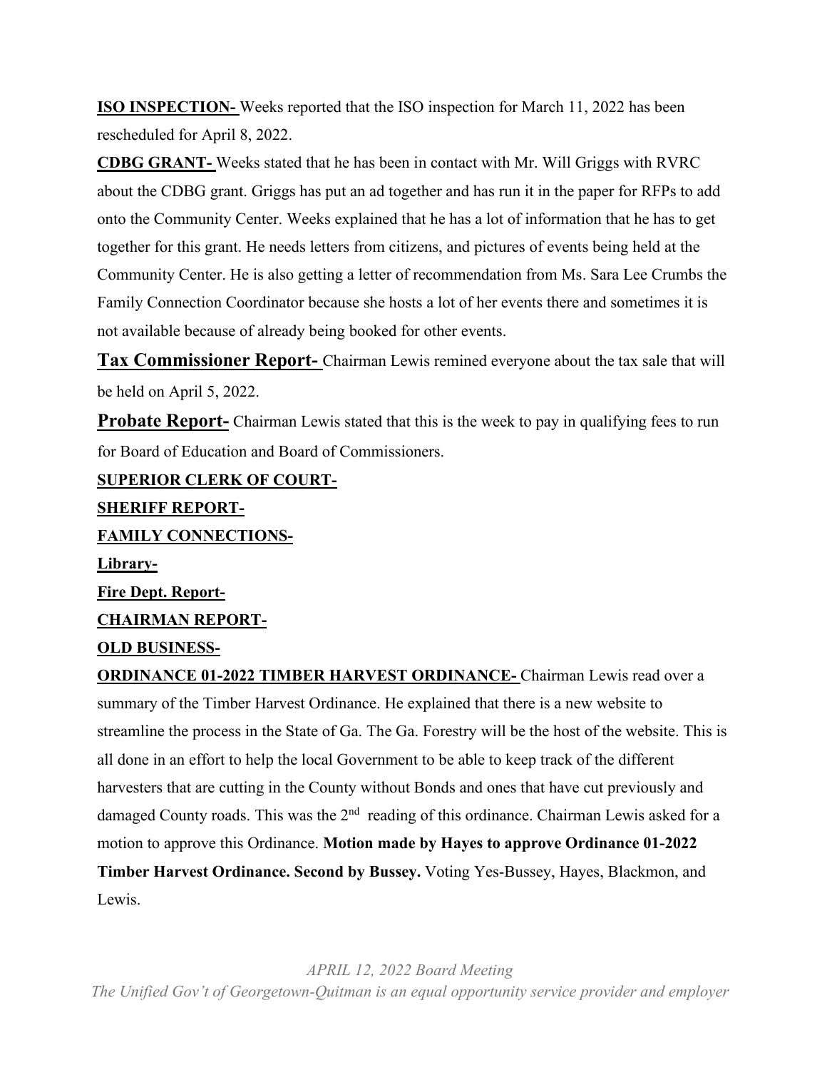**ISO INSPECTION-** Weeks reported that the ISO inspection for March 11, 2022 has been rescheduled for April 8, 2022.

**CDBG GRANT-** Weeks stated that he has been in contact with Mr. Will Griggs with RVRC about the CDBG grant. Griggs has put an ad together and has run it in the paper for RFPs to add onto the Community Center. Weeks explained that he has a lot of information that he has to get together for this grant. He needs letters from citizens, and pictures of events being held at the Community Center. He is also getting a letter of recommendation from Ms. Sara Lee Crumbs the Family Connection Coordinator because she hosts a lot of her events there and sometimes it is not available because of already being booked for other events.

**Tax Commissioner Report-** Chairman Lewis remined everyone about the tax sale that will be held on April 5, 2022.

**Probate Report-** Chairman Lewis stated that this is the week to pay in qualifying fees to run for Board of Education and Board of Commissioners.

**SUPERIOR CLERK OF COURT-**

**SHERIFF REPORT-**

**FAMILY CONNECTIONS-**

**Library-**

**Fire Dept. Report-**

**CHAIRMAN REPORT-**

**OLD BUSINESS-**

**ORDINANCE 01-2022 TIMBER HARVEST ORDINANCE-** Chairman Lewis read over a summary of the Timber Harvest Ordinance. He explained that there is a new website to streamline the process in the State of Ga. The Ga. Forestry will be the host of the website. This is all done in an effort to help the local Government to be able to keep track of the different harvesters that are cutting in the County without Bonds and ones that have cut previously and damaged County roads. This was the 2nd reading of this ordinance. Chairman Lewis asked for a motion to approve this Ordinance. **Motion made by Hayes to approve Ordinance 01-2022 Timber Harvest Ordinance. Second by Bussey.** Voting Yes-Bussey, Hayes, Blackmon, and Lewis.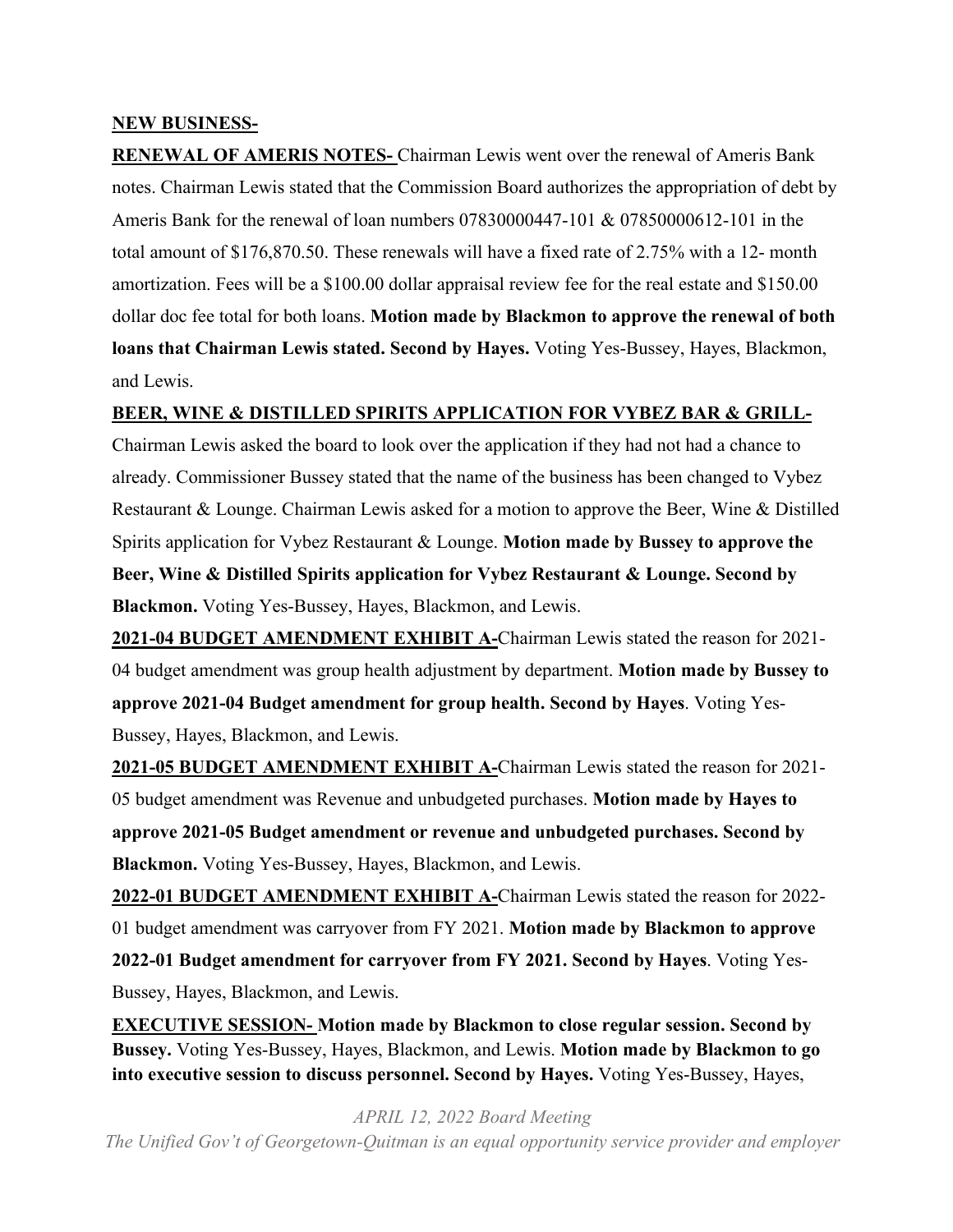**NEW BUSINESS-**

**RENEWAL OF AMERIS NOTES-** Chairman Lewis went over the renewal of Ameris Bank notes. Chairman Lewis stated that the Commission Board authorizes the appropriation of debt by Ameris Bank for the renewal of loan numbers 07830000447-101 & 07850000612-101 in the total amount of $176,870.50. These renewals will have a fixed rate of 2.75% with a 12- month amortization. Fees will be a $100.00 dollar appraisal review fee for the real estate and $150.00 dollar doc fee total for both loans. **Motion made by Blackmon to approve the renewal of both loans that Chairman Lewis stated. Second by Hayes.** Voting Yes-Bussey, Hayes, Blackmon, and Lewis.

**BEER, WINE & DISTILLED SPIRITS APPLICATION FOR VYBEZ BAR & GRILL-** Chairman Lewis asked the board to look over the application if they had not had a chance to already. Commissioner Bussey stated that the name of the business has been changed to Vybez Restaurant & Lounge. Chairman Lewis asked for a motion to approve the Beer, Wine & Distilled Spirits application for Vybez Restaurant & Lounge. **Motion made by Bussey to approve the Beer, Wine & Distilled Spirits application for Vybez Restaurant & Lounge. Second by Blackmon.** Voting Yes-Bussey, Hayes, Blackmon, and Lewis.

**2021-04 BUDGET AMENDMENT EXHIBIT A-**Chairman Lewis stated the reason for 2021-04 budget amendment was group health adjustment by department. **Motion made by Bussey to approve 2021-04 Budget amendment for group health. Second by Hayes**. Voting Yes-Bussey, Hayes, Blackmon, and Lewis.

**2021-05 BUDGET AMENDMENT EXHIBIT A-**Chairman Lewis stated the reason for 2021-05 budget amendment was Revenue and unbudgeted purchases. **Motion made by Hayes to approve 2021-05 Budget amendment or revenue and unbudgeted purchases. Second by Blackmon.** Voting Yes-Bussey, Hayes, Blackmon, and Lewis.

**2022-01 BUDGET AMENDMENT EXHIBIT A-**Chairman Lewis stated the reason for 2022-01 budget amendment was carryover from FY 2021. **Motion made by Blackmon to approve 2022-01 Budget amendment for carryover from FY 2021. Second by Hayes**. Voting Yes-Bussey, Hayes, Blackmon, and Lewis.

**EXECUTIVE SESSION- Motion made by Blackmon to close regular session. Second by Bussey.** Voting Yes-Bussey, Hayes, Blackmon, and Lewis. **Motion made by Blackmon to go into executive session to discuss personnel. Second by Hayes.** Voting Yes-Bussey, Hayes,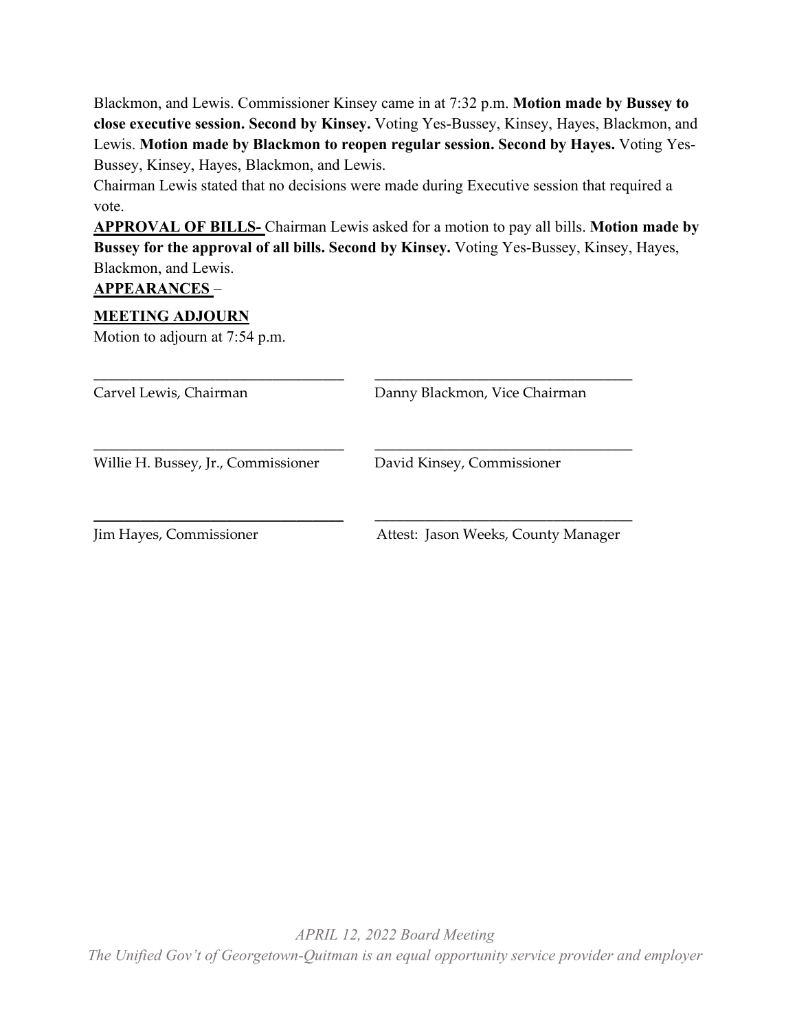Blackmon, and Lewis. Commissioner Kinsey came in at 7:32 p.m. **Motion made by Bussey to close executive session. Second by Kinsey.** Voting Yes-Bussey, Kinsey, Hayes, Blackmon, and Lewis. **Motion made by Blackmon to reopen regular session. Second by Hayes.** Voting Yes-Bussey, Kinsey, Hayes, Blackmon, and Lewis.

Chairman Lewis stated that no decisions were made during Executive session that required a vote.

**APPROVAL OF BILLS-** Chairman Lewis asked for a motion to pay all bills. **Motion made by Bussey for the approval of all bills. Second by Kinsey.** Voting Yes-Bussey, Kinsey, Hayes, Blackmon, and Lewis.

**APPEARANCES** –

**MEETING ADJOURN**

Motion to adjourn at 7:54 p.m.

| | |
|---|---|
| ______________________ Carvel Lewis, Chairman | ______________________ Danny Blackmon, Vice Chairman |
| ______________________ Willie H. Bussey, Jr., Commissioner | ______________________ David Kinsey, Commissioner |
| ______________________ Jim Hayes, Commissioner | ______________________ Attest: Jason Weeks, County Manager |